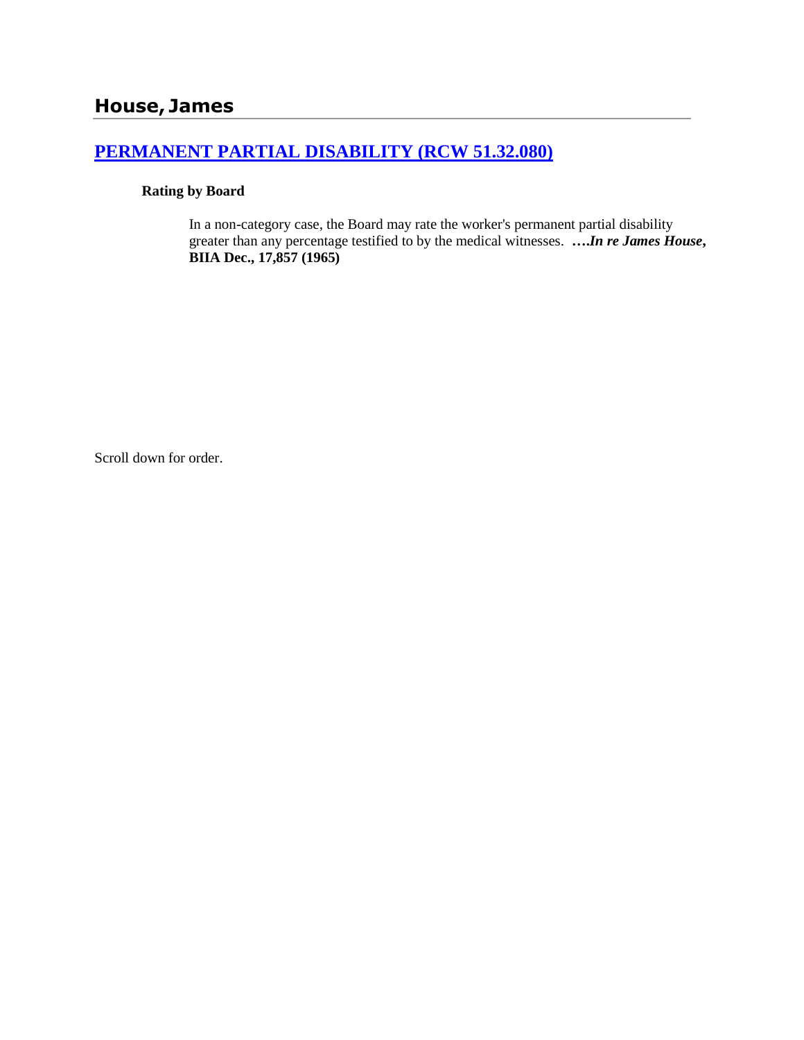# House, James

## [PERMANENT PARTIAL DISABILITY (RCW 51.32.080)]

**Rating by Board**

In a non-category case, the Board may rate the worker's permanent partial disability greater than any percentage testified to by the medical witnesses. ****….In re James House*, BIIA Dec., 17,857 (1965)**

Scroll down for order.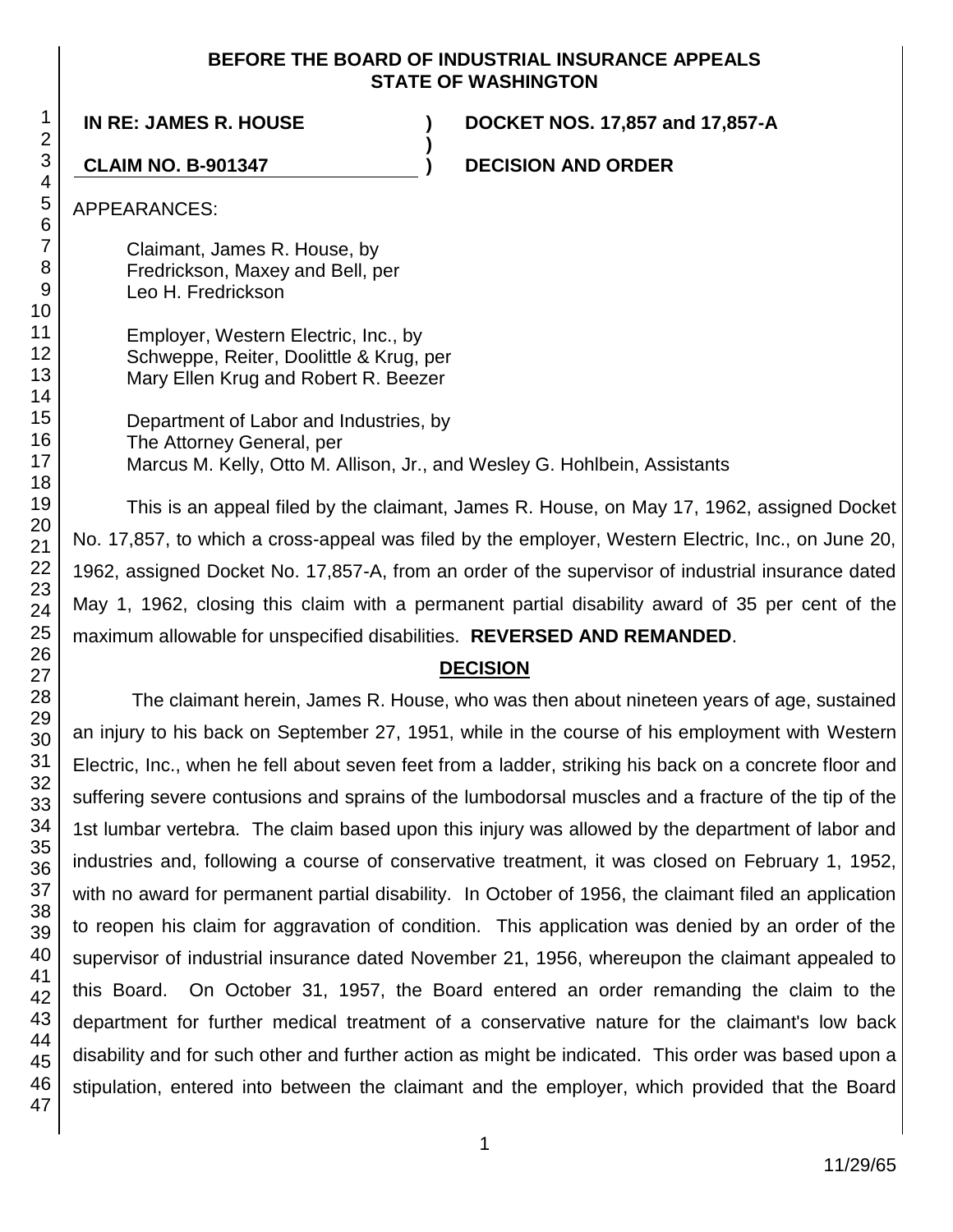**BEFORE THE BOARD OF INDUSTRIAL INSURANCE APPEALS**
**STATE OF WASHINGTON**

| | | |
|---|---|---|
| **IN RE: JAMES R. HOUSE** | **)** | **DOCKET NOS. 17,857 and 17,857-A** |
| | **)** | |
| **CLAIM NO. B-901347** | **)** | **DECISION AND ORDER** |

APPEARANCES:

Claimant, James R. House, by
Fredrickson, Maxey and Bell, per
Leo H. Fredrickson

Employer, Western Electric, Inc., by
Schweppe, Reiter, Doolittle & Krug, per
Mary Ellen Krug and Robert R. Beezer

Department of Labor and Industries, by
The Attorney General, per
Marcus M. Kelly, Otto M. Allison, Jr., and Wesley G. Hohlbein, Assistants

This is an appeal filed by the claimant, James R. House, on May 17, 1962, assigned Docket No. 17,857, to which a cross-appeal was filed by the employer, Western Electric, Inc., on June 20, 1962, assigned Docket No. 17,857-A, from an order of the supervisor of industrial insurance dated May 1, 1962, closing this claim with a permanent partial disability award of 35 per cent of the maximum allowable for unspecified disabilities. **REVERSED AND REMANDED**.

## DECISION

The claimant herein, James R. House, who was then about nineteen years of age, sustained an injury to his back on September 27, 1951, while in the course of his employment with Western Electric, Inc., when he fell about seven feet from a ladder, striking his back on a concrete floor and suffering severe contusions and sprains of the lumbodorsal muscles and a fracture of the tip of the 1st lumbar vertebra. The claim based upon this injury was allowed by the department of labor and industries and, following a course of conservative treatment, it was closed on February 1, 1952, with no award for permanent partial disability. In October of 1956, the claimant filed an application to reopen his claim for aggravation of condition. This application was denied by an order of the supervisor of industrial insurance dated November 21, 1956, whereupon the claimant appealed to this Board. On October 31, 1957, the Board entered an order remanding the claim to the department for further medical treatment of a conservative nature for the claimant's low back disability and for such other and further action as might be indicated. This order was based upon a stipulation, entered into between the claimant and the employer, which provided that the Board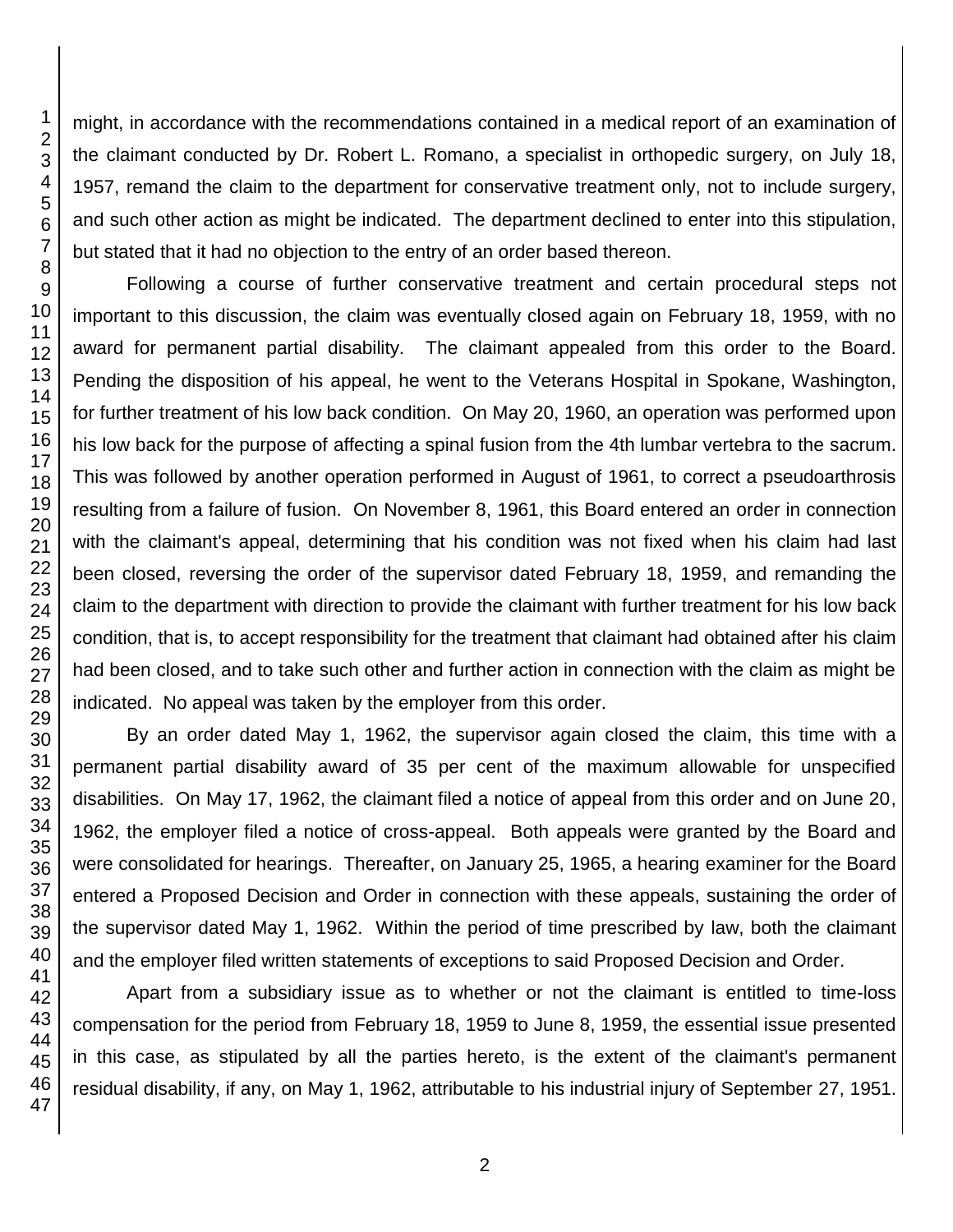might, in accordance with the recommendations contained in a medical report of an examination of the claimant conducted by Dr. Robert L. Romano, a specialist in orthopedic surgery, on July 18, 1957, remand the claim to the department for conservative treatment only, not to include surgery, and such other action as might be indicated. The department declined to enter into this stipulation, but stated that it had no objection to the entry of an order based thereon.

Following a course of further conservative treatment and certain procedural steps not important to this discussion, the claim was eventually closed again on February 18, 1959, with no award for permanent partial disability. The claimant appealed from this order to the Board. Pending the disposition of his appeal, he went to the Veterans Hospital in Spokane, Washington, for further treatment of his low back condition. On May 20, 1960, an operation was performed upon his low back for the purpose of affecting a spinal fusion from the 4th lumbar vertebra to the sacrum. This was followed by another operation performed in August of 1961, to correct a pseudoarthrosis resulting from a failure of fusion. On November 8, 1961, this Board entered an order in connection with the claimant's appeal, determining that his condition was not fixed when his claim had last been closed, reversing the order of the supervisor dated February 18, 1959, and remanding the claim to the department with direction to provide the claimant with further treatment for his low back condition, that is, to accept responsibility for the treatment that claimant had obtained after his claim had been closed, and to take such other and further action in connection with the claim as might be indicated. No appeal was taken by the employer from this order.

By an order dated May 1, 1962, the supervisor again closed the claim, this time with a permanent partial disability award of 35 per cent of the maximum allowable for unspecified disabilities. On May 17, 1962, the claimant filed a notice of appeal from this order and on June 20, 1962, the employer filed a notice of cross-appeal. Both appeals were granted by the Board and were consolidated for hearings. Thereafter, on January 25, 1965, a hearing examiner for the Board entered a Proposed Decision and Order in connection with these appeals, sustaining the order of the supervisor dated May 1, 1962. Within the period of time prescribed by law, both the claimant and the employer filed written statements of exceptions to said Proposed Decision and Order.

Apart from a subsidiary issue as to whether or not the claimant is entitled to time-loss compensation for the period from February 18, 1959 to June 8, 1959, the essential issue presented in this case, as stipulated by all the parties hereto, is the extent of the claimant's permanent residual disability, if any, on May 1, 1962, attributable to his industrial injury of September 27, 1951.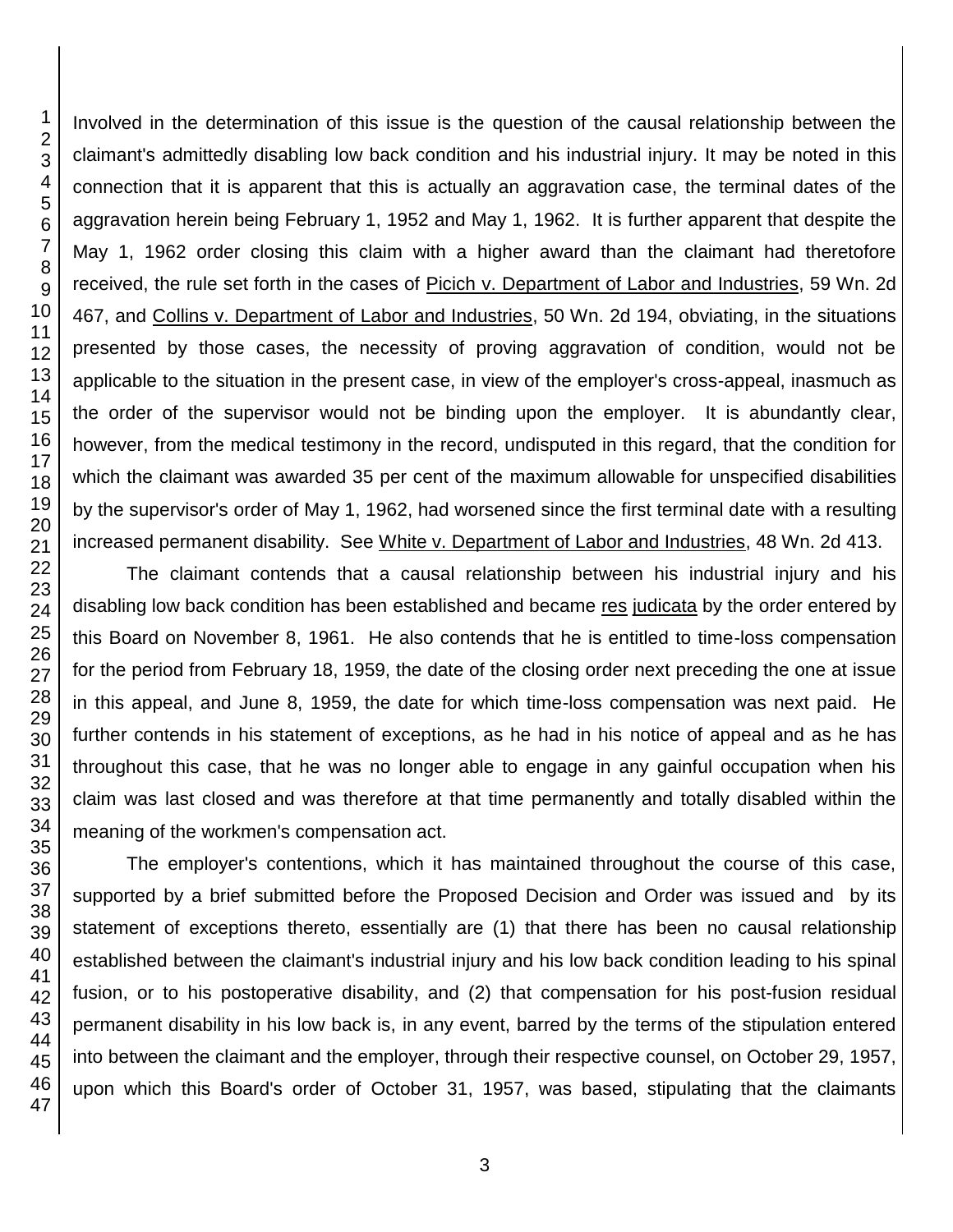Involved in the determination of this issue is the question of the causal relationship between the claimant's admittedly disabling low back condition and his industrial injury. It may be noted in this connection that it is apparent that this is actually an aggravation case, the terminal dates of the aggravation herein being February 1, 1952 and May 1, 1962. It is further apparent that despite the May 1, 1962 order closing this claim with a higher award than the claimant had theretofore received, the rule set forth in the cases of Picich v. Department of Labor and Industries, 59 Wn. 2d 467, and Collins v. Department of Labor and Industries, 50 Wn. 2d 194, obviating, in the situations presented by those cases, the necessity of proving aggravation of condition, would not be applicable to the situation in the present case, in view of the employer's cross-appeal, inasmuch as the order of the supervisor would not be binding upon the employer. It is abundantly clear, however, from the medical testimony in the record, undisputed in this regard, that the condition for which the claimant was awarded 35 per cent of the maximum allowable for unspecified disabilities by the supervisor's order of May 1, 1962, had worsened since the first terminal date with a resulting increased permanent disability. See White v. Department of Labor and Industries, 48 Wn. 2d 413.

The claimant contends that a causal relationship between his industrial injury and his disabling low back condition has been established and became res judicata by the order entered by this Board on November 8, 1961. He also contends that he is entitled to time-loss compensation for the period from February 18, 1959, the date of the closing order next preceding the one at issue in this appeal, and June 8, 1959, the date for which time-loss compensation was next paid. He further contends in his statement of exceptions, as he had in his notice of appeal and as he has throughout this case, that he was no longer able to engage in any gainful occupation when his claim was last closed and was therefore at that time permanently and totally disabled within the meaning of the workmen's compensation act.

The employer's contentions, which it has maintained throughout the course of this case, supported by a brief submitted before the Proposed Decision and Order was issued and by its statement of exceptions thereto, essentially are (1) that there has been no causal relationship established between the claimant's industrial injury and his low back condition leading to his spinal fusion, or to his postoperative disability, and (2) that compensation for his post-fusion residual permanent disability in his low back is, in any event, barred by the terms of the stipulation entered into between the claimant and the employer, through their respective counsel, on October 29, 1957, upon which this Board's order of October 31, 1957, was based, stipulating that the claimants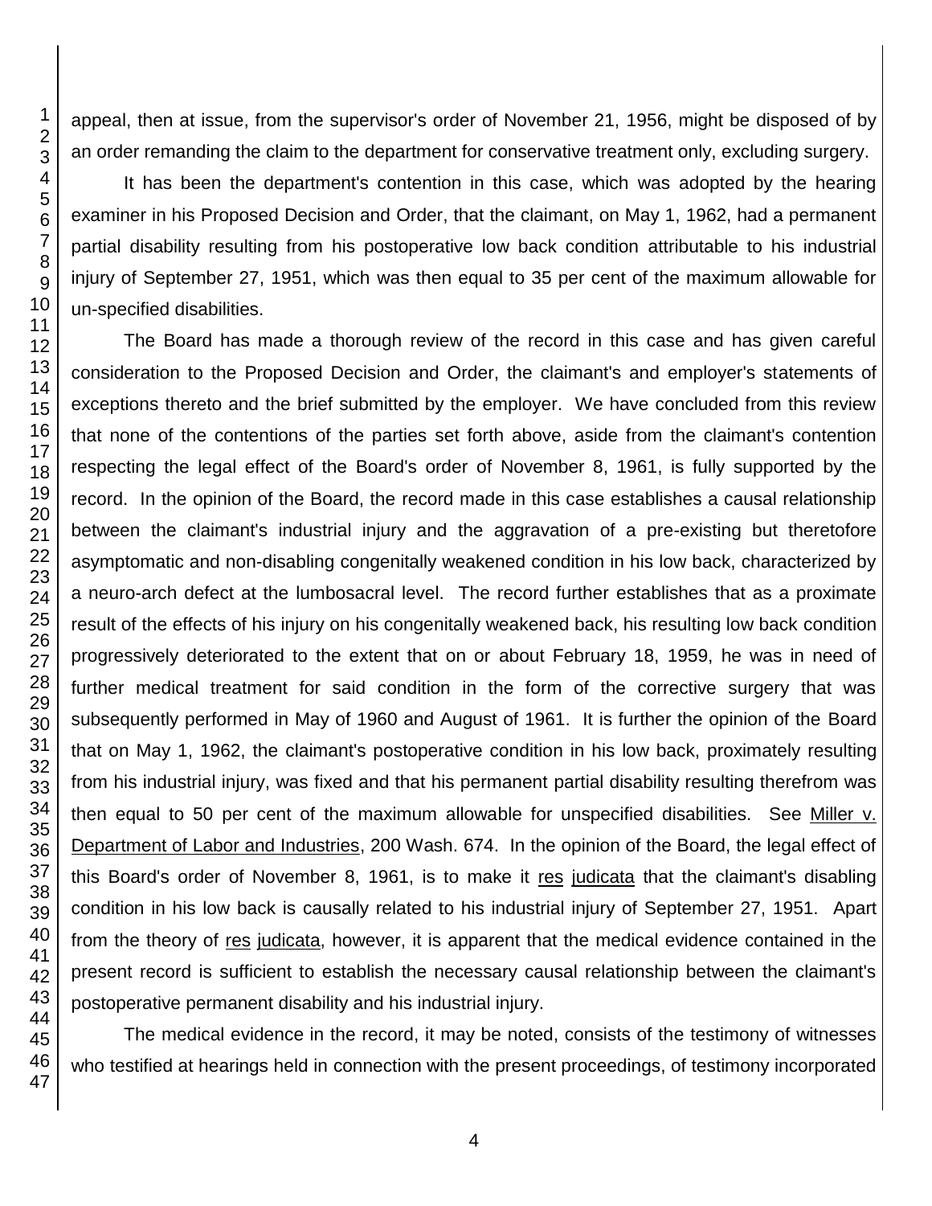appeal, then at issue, from the supervisor's order of November 21, 1956, might be disposed of by an order remanding the claim to the department for conservative treatment only, excluding surgery.

It has been the department's contention in this case, which was adopted by the hearing examiner in his Proposed Decision and Order, that the claimant, on May 1, 1962, had a permanent partial disability resulting from his postoperative low back condition attributable to his industrial injury of September 27, 1951, which was then equal to 35 per cent of the maximum allowable for un-specified disabilities.

The Board has made a thorough review of the record in this case and has given careful consideration to the Proposed Decision and Order, the claimant's and employer's statements of exceptions thereto and the brief submitted by the employer. We have concluded from this review that none of the contentions of the parties set forth above, aside from the claimant's contention respecting the legal effect of the Board's order of November 8, 1961, is fully supported by the record. In the opinion of the Board, the record made in this case establishes a causal relationship between the claimant's industrial injury and the aggravation of a pre-existing but theretofore asymptomatic and non-disabling congenitally weakened condition in his low back, characterized by a neuro-arch defect at the lumbosacral level. The record further establishes that as a proximate result of the effects of his injury on his congenitally weakened back, his resulting low back condition progressively deteriorated to the extent that on or about February 18, 1959, he was in need of further medical treatment for said condition in the form of the corrective surgery that was subsequently performed in May of 1960 and August of 1961. It is further the opinion of the Board that on May 1, 1962, the claimant's postoperative condition in his low back, proximately resulting from his industrial injury, was fixed and that his permanent partial disability resulting therefrom was then equal to 50 per cent of the maximum allowable for unspecified disabilities. See Miller v. Department of Labor and Industries, 200 Wash. 674. In the opinion of the Board, the legal effect of this Board's order of November 8, 1961, is to make it res judicata that the claimant's disabling condition in his low back is causally related to his industrial injury of September 27, 1951. Apart from the theory of res judicata, however, it is apparent that the medical evidence contained in the present record is sufficient to establish the necessary causal relationship between the claimant's postoperative permanent disability and his industrial injury.

The medical evidence in the record, it may be noted, consists of the testimony of witnesses who testified at hearings held in connection with the present proceedings, of testimony incorporated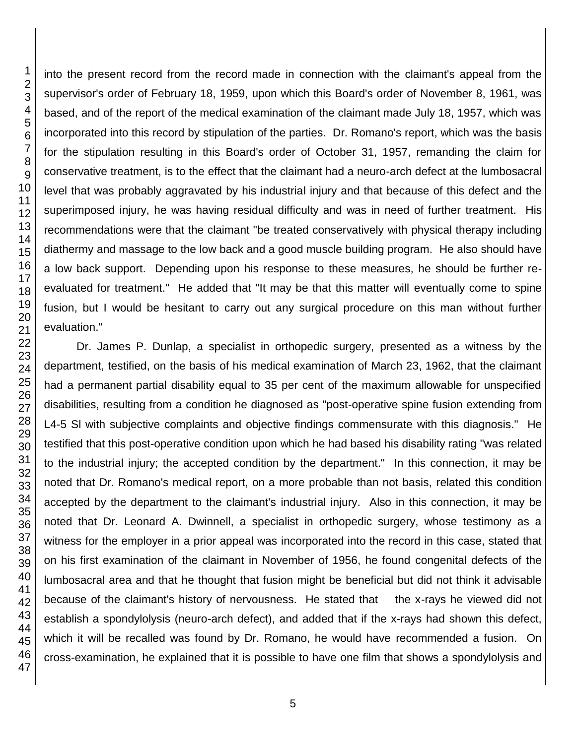into the present record from the record made in connection with the claimant's appeal from the supervisor's order of February 18, 1959, upon which this Board's order of November 8, 1961, was based, and of the report of the medical examination of the claimant made July 18, 1957, which was incorporated into this record by stipulation of the parties. Dr. Romano's report, which was the basis for the stipulation resulting in this Board's order of October 31, 1957, remanding the claim for conservative treatment, is to the effect that the claimant had a neuro-arch defect at the lumbosacral level that was probably aggravated by his industrial injury and that because of this defect and the superimposed injury, he was having residual difficulty and was in need of further treatment. His recommendations were that the claimant "be treated conservatively with physical therapy including diathermy and massage to the low back and a good muscle building program. He also should have a low back support. Depending upon his response to these measures, he should be further re-evaluated for treatment." He added that "It may be that this matter will eventually come to spine fusion, but I would be hesitant to carry out any surgical procedure on this man without further evaluation."

Dr. James P. Dunlap, a specialist in orthopedic surgery, presented as a witness by the department, testified, on the basis of his medical examination of March 23, 1962, that the claimant had a permanent partial disability equal to 35 per cent of the maximum allowable for unspecified disabilities, resulting from a condition he diagnosed as "post-operative spine fusion extending from L4-5 Sl with subjective complaints and objective findings commensurate with this diagnosis." He testified that this post-operative condition upon which he had based his disability rating "was related to the industrial injury; the accepted condition by the department." In this connection, it may be noted that Dr. Romano's medical report, on a more probable than not basis, related this condition accepted by the department to the claimant's industrial injury. Also in this connection, it may be noted that Dr. Leonard A. Dwinnell, a specialist in orthopedic surgery, whose testimony as a witness for the employer in a prior appeal was incorporated into the record in this case, stated that on his first examination of the claimant in November of 1956, he found congenital defects of the lumbosacral area and that he thought that fusion might be beneficial but did not think it advisable because of the claimant's history of nervousness. He stated that the x-rays he viewed did not establish a spondylolysis (neuro-arch defect), and added that if the x-rays had shown this defect, which it will be recalled was found by Dr. Romano, he would have recommended a fusion. On cross-examination, he explained that it is possible to have one film that shows a spondylolysis and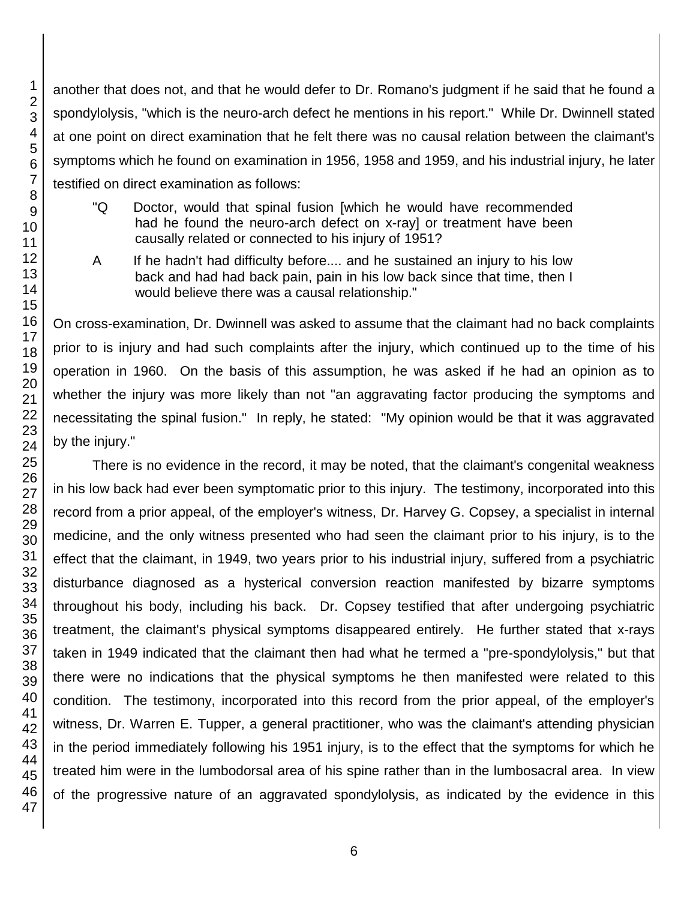another that does not, and that he would defer to Dr. Romano's judgment if he said that he found a spondylolysis, "which is the neuro-arch defect he mentions in his report." While Dr. Dwinnell stated at one point on direct examination that he felt there was no causal relation between the claimant's symptoms which he found on examination in 1956, 1958 and 1959, and his industrial injury, he later testified on direct examination as follows:

> "Q Doctor, would that spinal fusion [which he would have recommended had he found the neuro-arch defect on x-ray] or treatment have been causally related or connected to his injury of 1951?
>
> A If he hadn't had difficulty before.... and he sustained an injury to his low back and had had back pain, pain in his low back since that time, then I would believe there was a causal relationship."

On cross-examination, Dr. Dwinnell was asked to assume that the claimant had no back complaints prior to is injury and had such complaints after the injury, which continued up to the time of his operation in 1960. On the basis of this assumption, he was asked if he had an opinion as to whether the injury was more likely than not "an aggravating factor producing the symptoms and necessitating the spinal fusion." In reply, he stated: "My opinion would be that it was aggravated by the injury."

There is no evidence in the record, it may be noted, that the claimant's congenital weakness in his low back had ever been symptomatic prior to this injury. The testimony, incorporated into this record from a prior appeal, of the employer's witness, Dr. Harvey G. Copsey, a specialist in internal medicine, and the only witness presented who had seen the claimant prior to his injury, is to the effect that the claimant, in 1949, two years prior to his industrial injury, suffered from a psychiatric disturbance diagnosed as a hysterical conversion reaction manifested by bizarre symptoms throughout his body, including his back. Dr. Copsey testified that after undergoing psychiatric treatment, the claimant's physical symptoms disappeared entirely. He further stated that x-rays taken in 1949 indicated that the claimant then had what he termed a "pre-spondylolysis," but that there were no indications that the physical symptoms he then manifested were related to this condition. The testimony, incorporated into this record from the prior appeal, of the employer's witness, Dr. Warren E. Tupper, a general practitioner, who was the claimant's attending physician in the period immediately following his 1951 injury, is to the effect that the symptoms for which he treated him were in the lumbodorsal area of his spine rather than in the lumbosacral area. In view of the progressive nature of an aggravated spondylolysis, as indicated by the evidence in this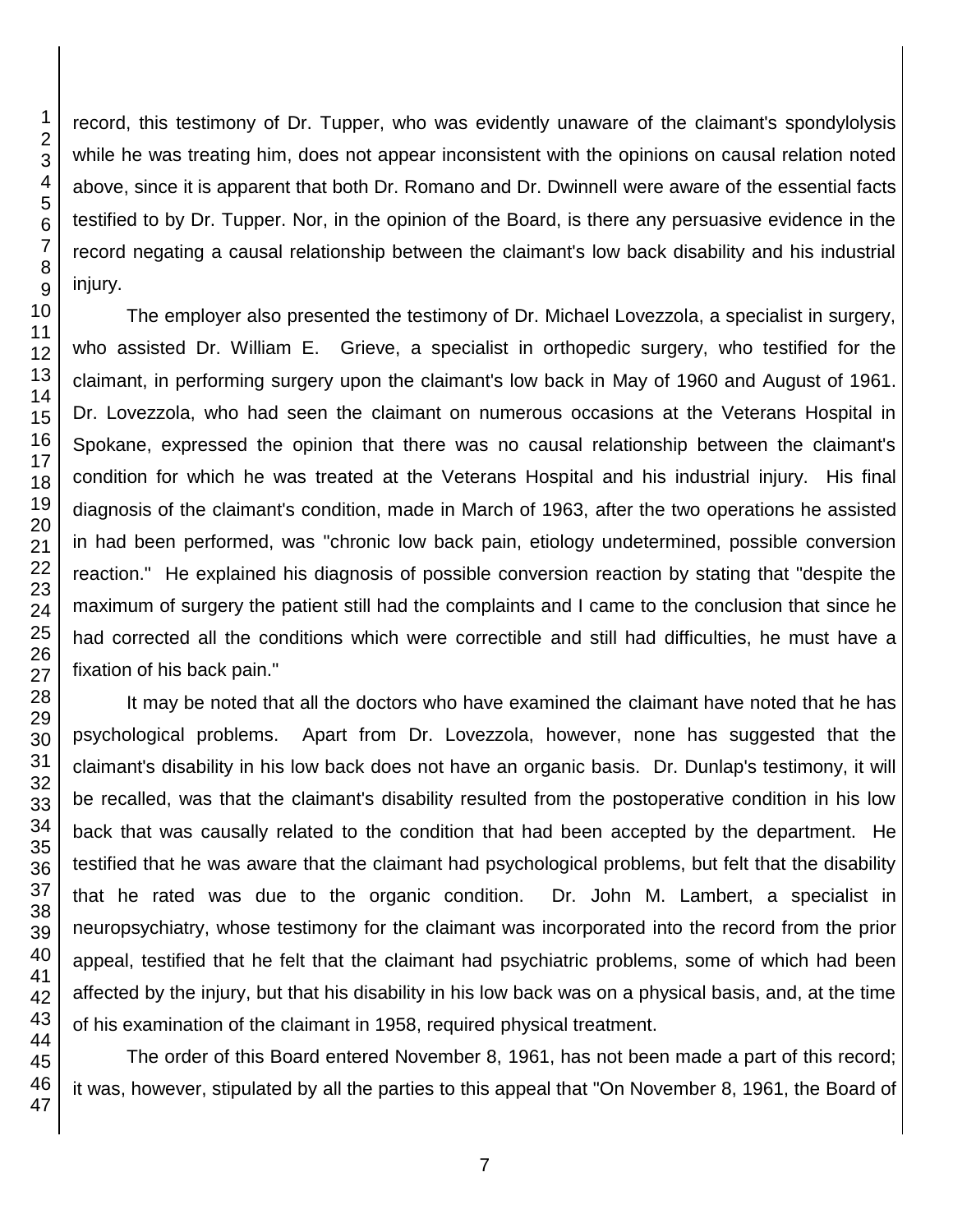record, this testimony of Dr. Tupper, who was evidently unaware of the claimant's spondylolysis while he was treating him, does not appear inconsistent with the opinions on causal relation noted above, since it is apparent that both Dr. Romano and Dr. Dwinnell were aware of the essential facts testified to by Dr. Tupper. Nor, in the opinion of the Board, is there any persuasive evidence in the record negating a causal relationship between the claimant's low back disability and his industrial injury.

The employer also presented the testimony of Dr. Michael Lovezzola, a specialist in surgery, who assisted Dr. William E. Grieve, a specialist in orthopedic surgery, who testified for the claimant, in performing surgery upon the claimant's low back in May of 1960 and August of 1961. Dr. Lovezzola, who had seen the claimant on numerous occasions at the Veterans Hospital in Spokane, expressed the opinion that there was no causal relationship between the claimant's condition for which he was treated at the Veterans Hospital and his industrial injury. His final diagnosis of the claimant's condition, made in March of 1963, after the two operations he assisted in had been performed, was "chronic low back pain, etiology undetermined, possible conversion reaction." He explained his diagnosis of possible conversion reaction by stating that "despite the maximum of surgery the patient still had the complaints and I came to the conclusion that since he had corrected all the conditions which were correctible and still had difficulties, he must have a fixation of his back pain."

It may be noted that all the doctors who have examined the claimant have noted that he has psychological problems. Apart from Dr. Lovezzola, however, none has suggested that the claimant's disability in his low back does not have an organic basis. Dr. Dunlap's testimony, it will be recalled, was that the claimant's disability resulted from the postoperative condition in his low back that was causally related to the condition that had been accepted by the department. He testified that he was aware that the claimant had psychological problems, but felt that the disability that he rated was due to the organic condition. Dr. John M. Lambert, a specialist in neuropsychiatry, whose testimony for the claimant was incorporated into the record from the prior appeal, testified that he felt that the claimant had psychiatric problems, some of which had been affected by the injury, but that his disability in his low back was on a physical basis, and, at the time of his examination of the claimant in 1958, required physical treatment.

The order of this Board entered November 8, 1961, has not been made a part of this record; it was, however, stipulated by all the parties to this appeal that "On November 8, 1961, the Board of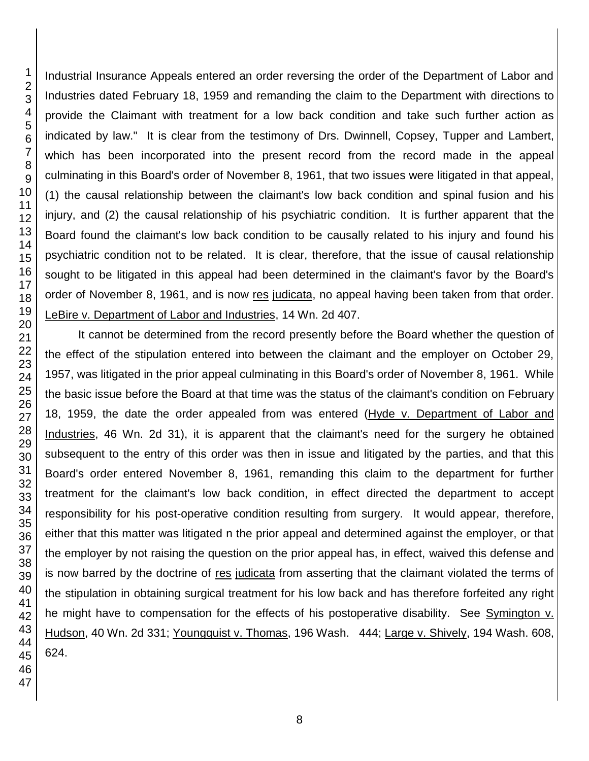Industrial Insurance Appeals entered an order reversing the order of the Department of Labor and Industries dated February 18, 1959 and remanding the claim to the Department with directions to provide the Claimant with treatment for a low back condition and take such further action as indicated by law." It is clear from the testimony of Drs. Dwinnell, Copsey, Tupper and Lambert, which has been incorporated into the present record from the record made in the appeal culminating in this Board's order of November 8, 1961, that two issues were litigated in that appeal, (1) the causal relationship between the claimant's low back condition and spinal fusion and his injury, and (2) the causal relationship of his psychiatric condition. It is further apparent that the Board found the claimant's low back condition to be causally related to his injury and found his psychiatric condition not to be related. It is clear, therefore, that the issue of causal relationship sought to be litigated in this appeal had been determined in the claimant's favor by the Board's order of November 8, 1961, and is now res judicata, no appeal having been taken from that order. LeBire v. Department of Labor and Industries, 14 Wn. 2d 407.

It cannot be determined from the record presently before the Board whether the question of the effect of the stipulation entered into between the claimant and the employer on October 29, 1957, was litigated in the prior appeal culminating in this Board's order of November 8, 1961. While the basic issue before the Board at that time was the status of the claimant's condition on February 18, 1959, the date the order appealed from was entered (Hyde v. Department of Labor and Industries, 46 Wn. 2d 31), it is apparent that the claimant's need for the surgery he obtained subsequent to the entry of this order was then in issue and litigated by the parties, and that this Board's order entered November 8, 1961, remanding this claim to the department for further treatment for the claimant's low back condition, in effect directed the department to accept responsibility for his post-operative condition resulting from surgery. It would appear, therefore, either that this matter was litigated n the prior appeal and determined against the employer, or that the employer by not raising the question on the prior appeal has, in effect, waived this defense and is now barred by the doctrine of res judicata from asserting that the claimant violated the terms of the stipulation in obtaining surgical treatment for his low back and has therefore forfeited any right he might have to compensation for the effects of his postoperative disability. See Symington v. Hudson, 40 Wn. 2d 331; Youngquist v. Thomas, 196 Wash. 444; Large v. Shively, 194 Wash. 608, 624.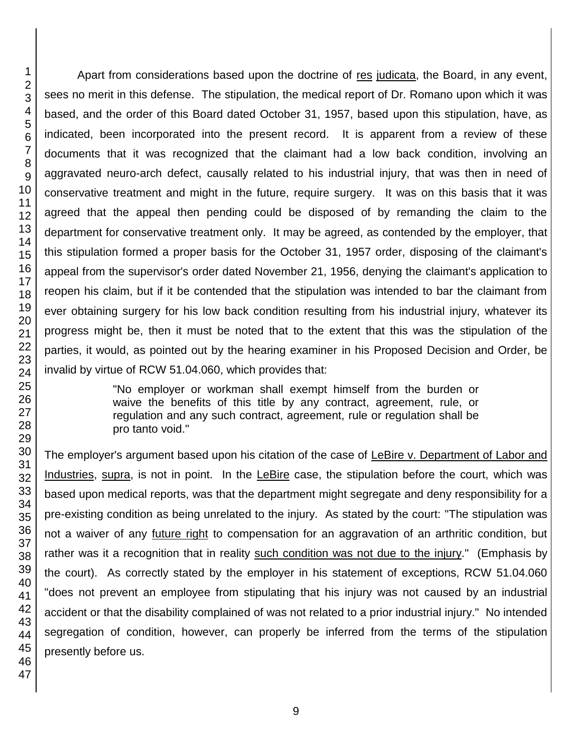Apart from considerations based upon the doctrine of res judicata, the Board, in any event, sees no merit in this defense. The stipulation, the medical report of Dr. Romano upon which it was based, and the order of this Board dated October 31, 1957, based upon this stipulation, have, as indicated, been incorporated into the present record. It is apparent from a review of these documents that it was recognized that the claimant had a low back condition, involving an aggravated neuro-arch defect, causally related to his industrial injury, that was then in need of conservative treatment and might in the future, require surgery. It was on this basis that it was agreed that the appeal then pending could be disposed of by remanding the claim to the department for conservative treatment only. It may be agreed, as contended by the employer, that this stipulation formed a proper basis for the October 31, 1957 order, disposing of the claimant's appeal from the supervisor's order dated November 21, 1956, denying the claimant's application to reopen his claim, but if it be contended that the stipulation was intended to bar the claimant from ever obtaining surgery for his low back condition resulting from his industrial injury, whatever its progress might be, then it must be noted that to the extent that this was the stipulation of the parties, it would, as pointed out by the hearing examiner in his Proposed Decision and Order, be invalid by virtue of RCW 51.04.060, which provides that:

> "No employer or workman shall exempt himself from the burden or waive the benefits of this title by any contract, agreement, rule, or regulation and any such contract, agreement, rule or regulation shall be pro tanto void."

The employer's argument based upon his citation of the case of LeBire v. Department of Labor and Industries, supra, is not in point. In the LeBire case, the stipulation before the court, which was based upon medical reports, was that the department might segregate and deny responsibility for a pre-existing condition as being unrelated to the injury. As stated by the court: "The stipulation was not a waiver of any future right to compensation for an aggravation of an arthritic condition, but rather was it a recognition that in reality such condition was not due to the injury." (Emphasis by the court). As correctly stated by the employer in his statement of exceptions, RCW 51.04.060 "does not prevent an employee from stipulating that his injury was not caused by an industrial accident or that the disability complained of was not related to a prior industrial injury." No intended segregation of condition, however, can properly be inferred from the terms of the stipulation presently before us.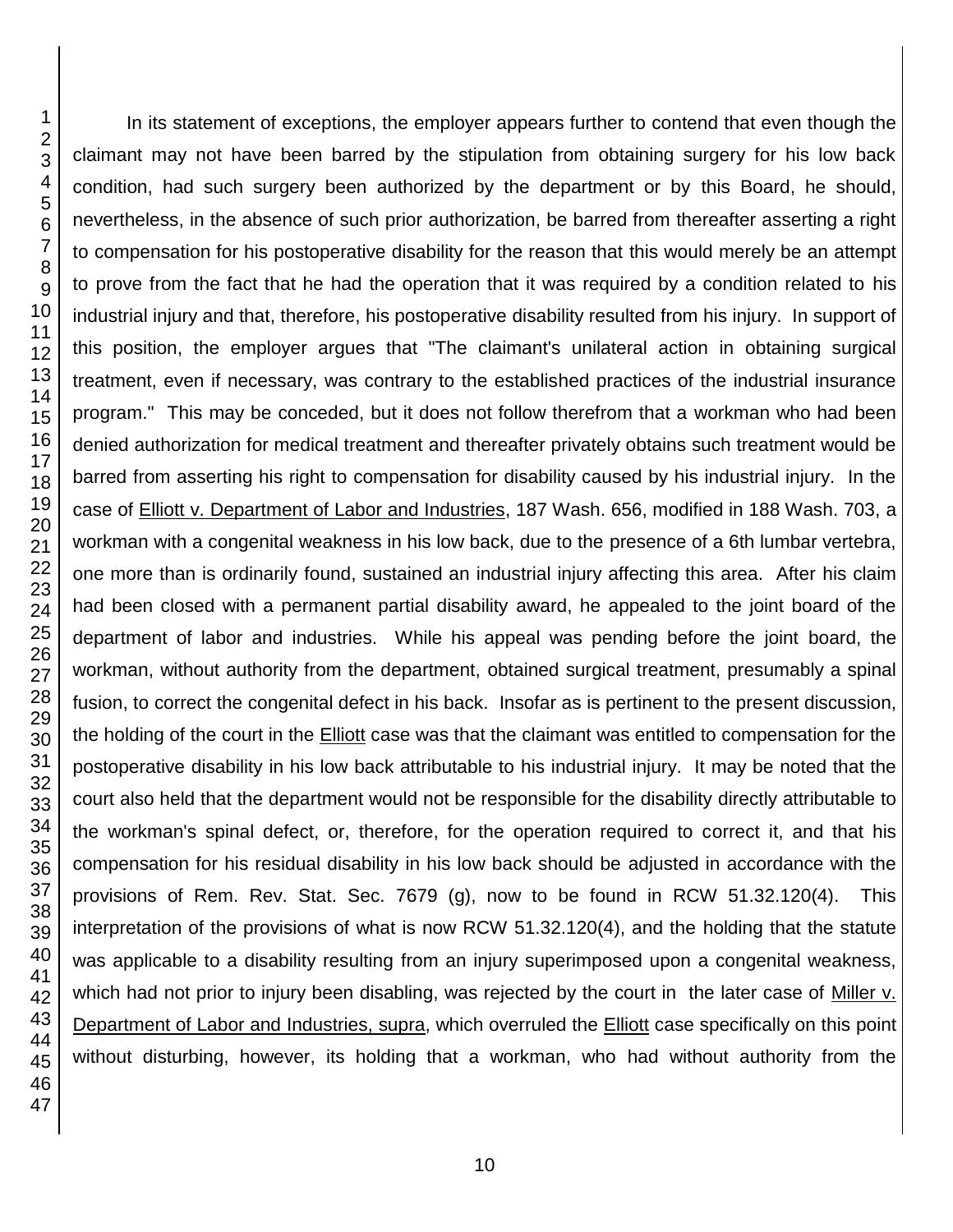In its statement of exceptions, the employer appears further to contend that even though the claimant may not have been barred by the stipulation from obtaining surgery for his low back condition, had such surgery been authorized by the department or by this Board, he should, nevertheless, in the absence of such prior authorization, be barred from thereafter asserting a right to compensation for his postoperative disability for the reason that this would merely be an attempt to prove from the fact that he had the operation that it was required by a condition related to his industrial injury and that, therefore, his postoperative disability resulted from his injury. In support of this position, the employer argues that "The claimant's unilateral action in obtaining surgical treatment, even if necessary, was contrary to the established practices of the industrial insurance program." This may be conceded, but it does not follow therefrom that a workman who had been denied authorization for medical treatment and thereafter privately obtains such treatment would be barred from asserting his right to compensation for disability caused by his industrial injury. In the case of Elliott v. Department of Labor and Industries, 187 Wash. 656, modified in 188 Wash. 703, a workman with a congenital weakness in his low back, due to the presence of a 6th lumbar vertebra, one more than is ordinarily found, sustained an industrial injury affecting this area. After his claim had been closed with a permanent partial disability award, he appealed to the joint board of the department of labor and industries. While his appeal was pending before the joint board, the workman, without authority from the department, obtained surgical treatment, presumably a spinal fusion, to correct the congenital defect in his back. Insofar as is pertinent to the present discussion, the holding of the court in the Elliott case was that the claimant was entitled to compensation for the postoperative disability in his low back attributable to his industrial injury. It may be noted that the court also held that the department would not be responsible for the disability directly attributable to the workman's spinal defect, or, therefore, for the operation required to correct it, and that his compensation for his residual disability in his low back should be adjusted in accordance with the provisions of Rem. Rev. Stat. Sec. 7679 (g), now to be found in RCW 51.32.120(4). This interpretation of the provisions of what is now RCW 51.32.120(4), and the holding that the statute was applicable to a disability resulting from an injury superimposed upon a congenital weakness, which had not prior to injury been disabling, was rejected by the court in the later case of Miller v. Department of Labor and Industries, supra, which overruled the Elliott case specifically on this point without disturbing, however, its holding that a workman, who had without authority from the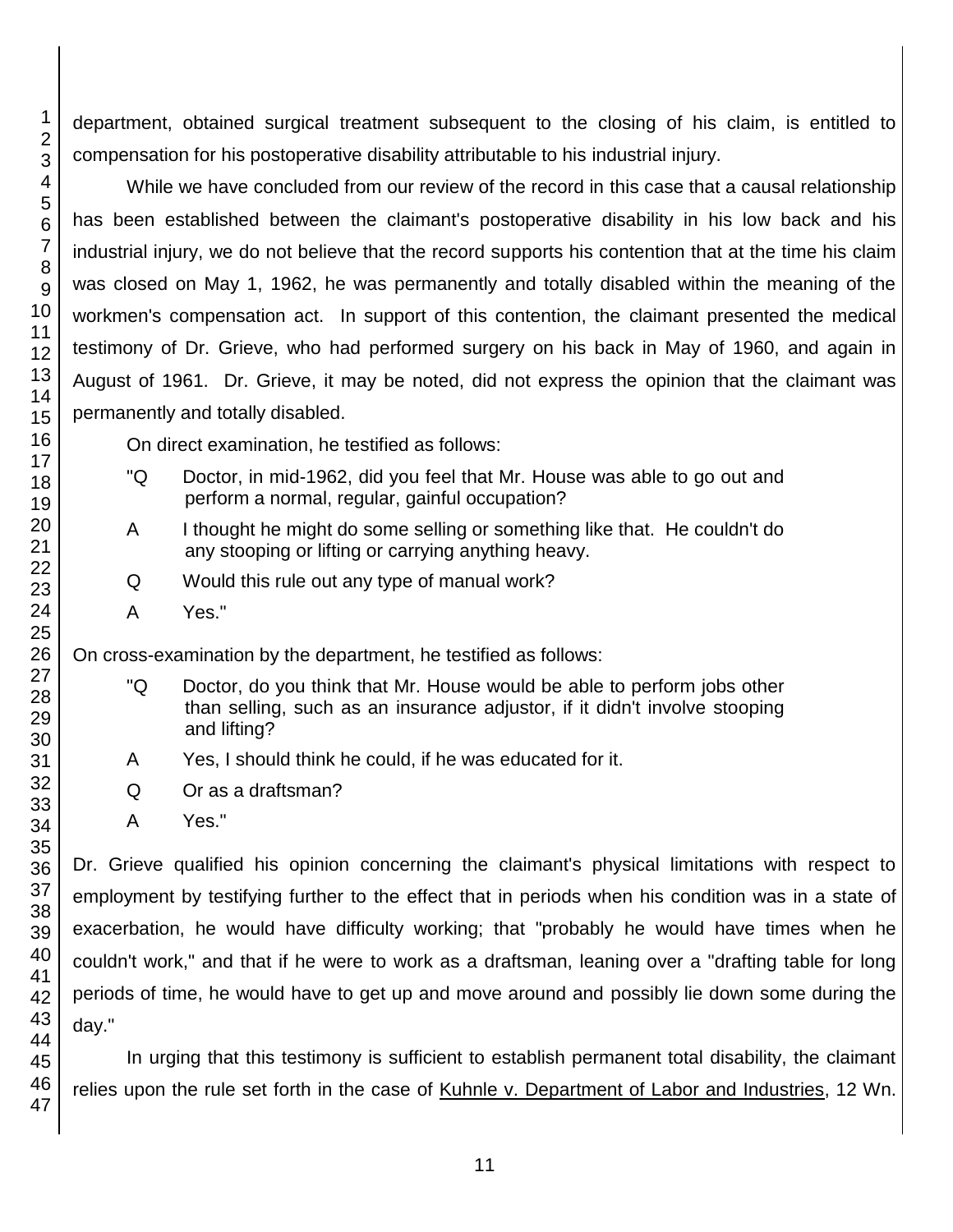department, obtained surgical treatment subsequent to the closing of his claim, is entitled to compensation for his postoperative disability attributable to his industrial injury.

While we have concluded from our review of the record in this case that a causal relationship has been established between the claimant's postoperative disability in his low back and his industrial injury, we do not believe that the record supports his contention that at the time his claim was closed on May 1, 1962, he was permanently and totally disabled within the meaning of the workmen's compensation act. In support of this contention, the claimant presented the medical testimony of Dr. Grieve, who had performed surgery on his back in May of 1960, and again in August of 1961. Dr. Grieve, it may be noted, did not express the opinion that the claimant was permanently and totally disabled.

On direct examination, he testified as follows:

> "Q Doctor, in mid-1962, did you feel that Mr. House was able to go out and perform a normal, regular, gainful occupation?
>
> A I thought he might do some selling or something like that. He couldn't do any stooping or lifting or carrying anything heavy.
>
> Q Would this rule out any type of manual work?
>
> A Yes."

On cross-examination by the department, he testified as follows:

> "Q Doctor, do you think that Mr. House would be able to perform jobs other than selling, such as an insurance adjustor, if it didn't involve stooping and lifting?
>
> A Yes, I should think he could, if he was educated for it.
>
> Q Or as a draftsman?
>
> A Yes."

Dr. Grieve qualified his opinion concerning the claimant's physical limitations with respect to employment by testifying further to the effect that in periods when his condition was in a state of exacerbation, he would have difficulty working; that "probably he would have times when he couldn't work," and that if he were to work as a draftsman, leaning over a "drafting table for long periods of time, he would have to get up and move around and possibly lie down some during the day."

In urging that this testimony is sufficient to establish permanent total disability, the claimant relies upon the rule set forth in the case of Kuhnle v. Department of Labor and Industries, 12 Wn.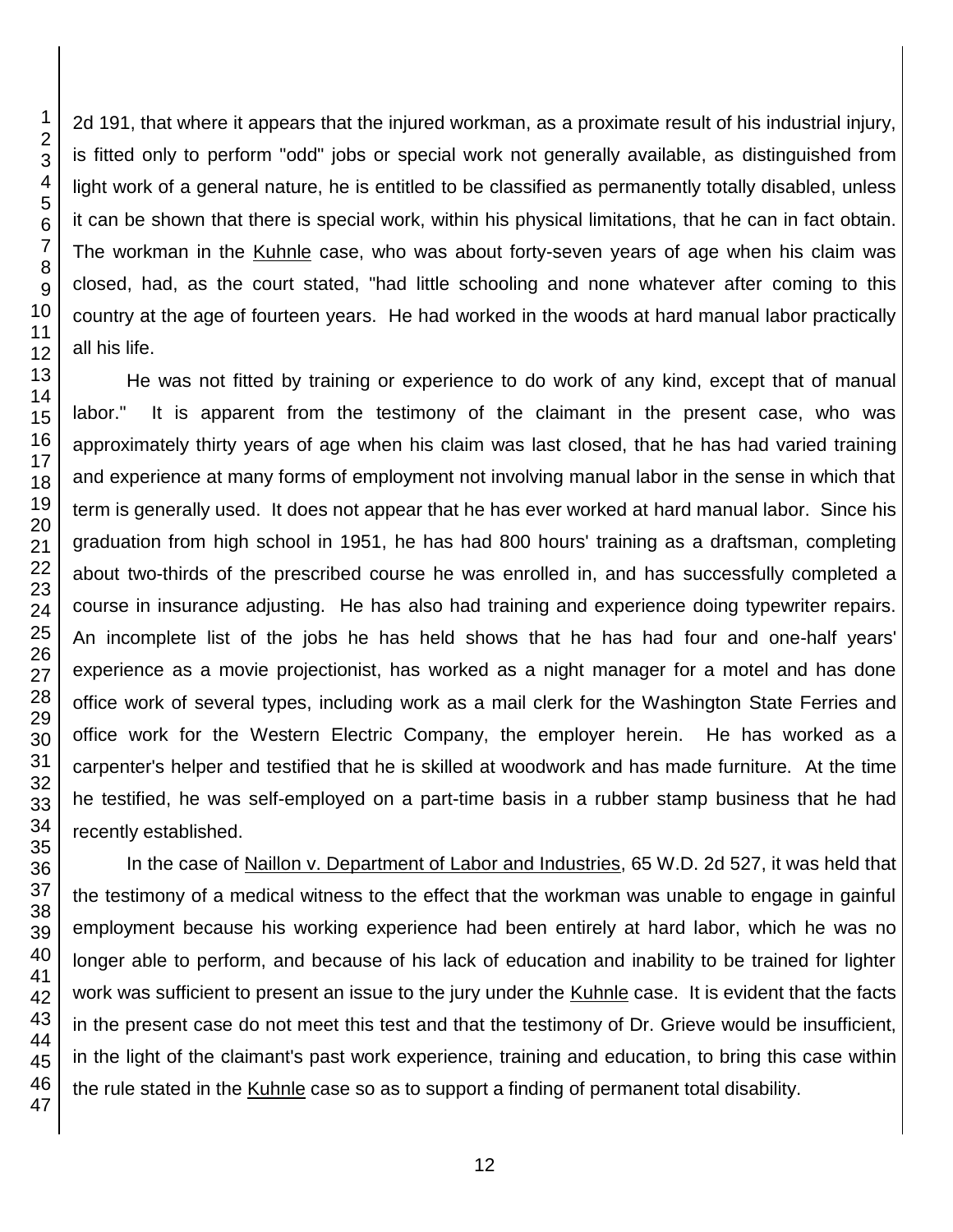2d 191, that where it appears that the injured workman, as a proximate result of his industrial injury, is fitted only to perform "odd" jobs or special work not generally available, as distinguished from light work of a general nature, he is entitled to be classified as permanently totally disabled, unless it can be shown that there is special work, within his physical limitations, that he can in fact obtain. The workman in the Kuhnle case, who was about forty-seven years of age when his claim was closed, had, as the court stated, "had little schooling and none whatever after coming to this country at the age of fourteen years. He had worked in the woods at hard manual labor practically all his life.

He was not fitted by training or experience to do work of any kind, except that of manual labor." It is apparent from the testimony of the claimant in the present case, who was approximately thirty years of age when his claim was last closed, that he has had varied training and experience at many forms of employment not involving manual labor in the sense in which that term is generally used. It does not appear that he has ever worked at hard manual labor. Since his graduation from high school in 1951, he has had 800 hours' training as a draftsman, completing about two-thirds of the prescribed course he was enrolled in, and has successfully completed a course in insurance adjusting. He has also had training and experience doing typewriter repairs. An incomplete list of the jobs he has held shows that he has had four and one-half years' experience as a movie projectionist, has worked as a night manager for a motel and has done office work of several types, including work as a mail clerk for the Washington State Ferries and office work for the Western Electric Company, the employer herein. He has worked as a carpenter's helper and testified that he is skilled at woodwork and has made furniture. At the time he testified, he was self-employed on a part-time basis in a rubber stamp business that he had recently established.

In the case of Naillon v. Department of Labor and Industries, 65 W.D. 2d 527, it was held that the testimony of a medical witness to the effect that the workman was unable to engage in gainful employment because his working experience had been entirely at hard labor, which he was no longer able to perform, and because of his lack of education and inability to be trained for lighter work was sufficient to present an issue to the jury under the Kuhnle case. It is evident that the facts in the present case do not meet this test and that the testimony of Dr. Grieve would be insufficient, in the light of the claimant's past work experience, training and education, to bring this case within the rule stated in the Kuhnle case so as to support a finding of permanent total disability.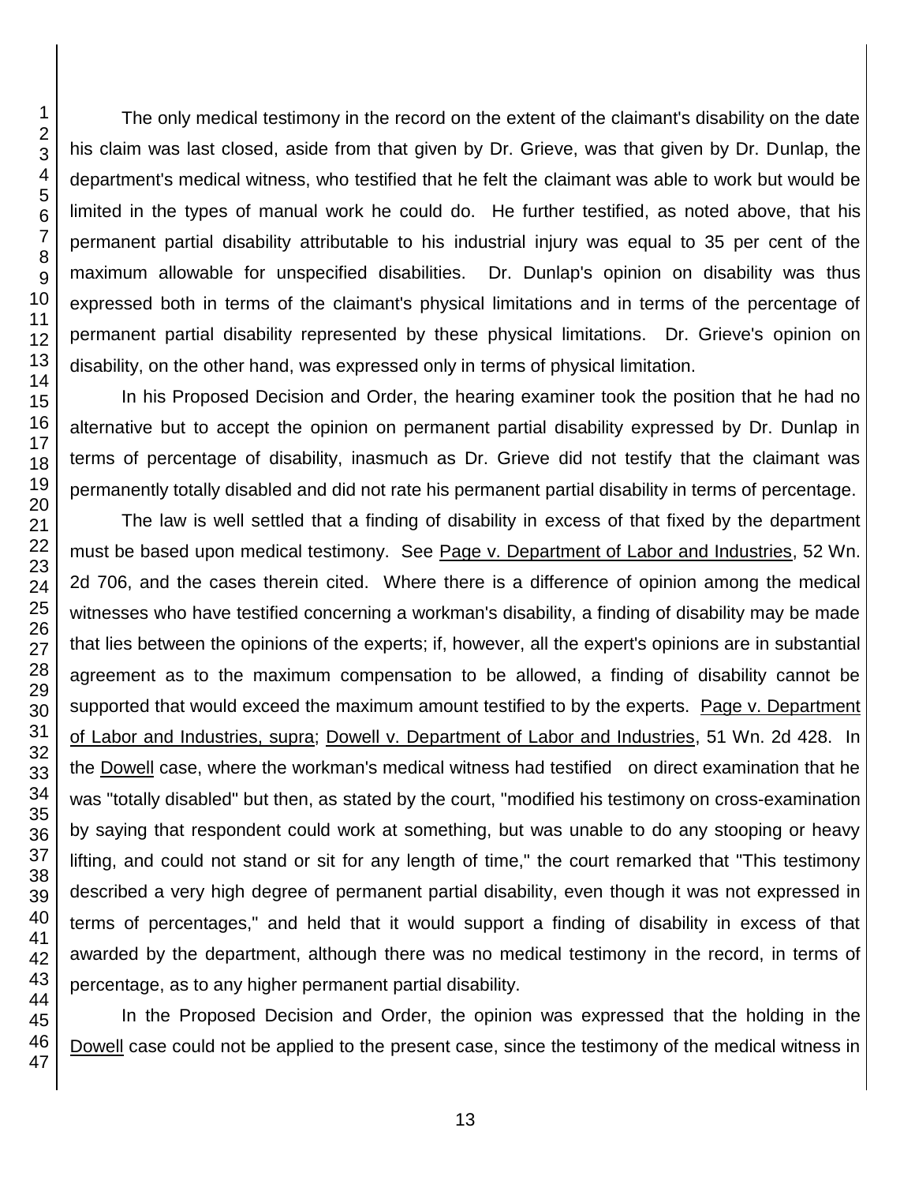The only medical testimony in the record on the extent of the claimant's disability on the date his claim was last closed, aside from that given by Dr. Grieve, was that given by Dr. Dunlap, the department's medical witness, who testified that he felt the claimant was able to work but would be limited in the types of manual work he could do. He further testified, as noted above, that his permanent partial disability attributable to his industrial injury was equal to 35 per cent of the maximum allowable for unspecified disabilities. Dr. Dunlap's opinion on disability was thus expressed both in terms of the claimant's physical limitations and in terms of the percentage of permanent partial disability represented by these physical limitations. Dr. Grieve's opinion on disability, on the other hand, was expressed only in terms of physical limitation.

In his Proposed Decision and Order, the hearing examiner took the position that he had no alternative but to accept the opinion on permanent partial disability expressed by Dr. Dunlap in terms of percentage of disability, inasmuch as Dr. Grieve did not testify that the claimant was permanently totally disabled and did not rate his permanent partial disability in terms of percentage.

The law is well settled that a finding of disability in excess of that fixed by the department must be based upon medical testimony. See Page v. Department of Labor and Industries, 52 Wn. 2d 706, and the cases therein cited. Where there is a difference of opinion among the medical witnesses who have testified concerning a workman's disability, a finding of disability may be made that lies between the opinions of the experts; if, however, all the expert's opinions are in substantial agreement as to the maximum compensation to be allowed, a finding of disability cannot be supported that would exceed the maximum amount testified to by the experts. Page v. Department of Labor and Industries, supra; Dowell v. Department of Labor and Industries, 51 Wn. 2d 428. In the Dowell case, where the workman's medical witness had testified on direct examination that he was "totally disabled" but then, as stated by the court, "modified his testimony on cross-examination by saying that respondent could work at something, but was unable to do any stooping or heavy lifting, and could not stand or sit for any length of time," the court remarked that "This testimony described a very high degree of permanent partial disability, even though it was not expressed in terms of percentages," and held that it would support a finding of disability in excess of that awarded by the department, although there was no medical testimony in the record, in terms of percentage, as to any higher permanent partial disability.

In the Proposed Decision and Order, the opinion was expressed that the holding in the Dowell case could not be applied to the present case, since the testimony of the medical witness in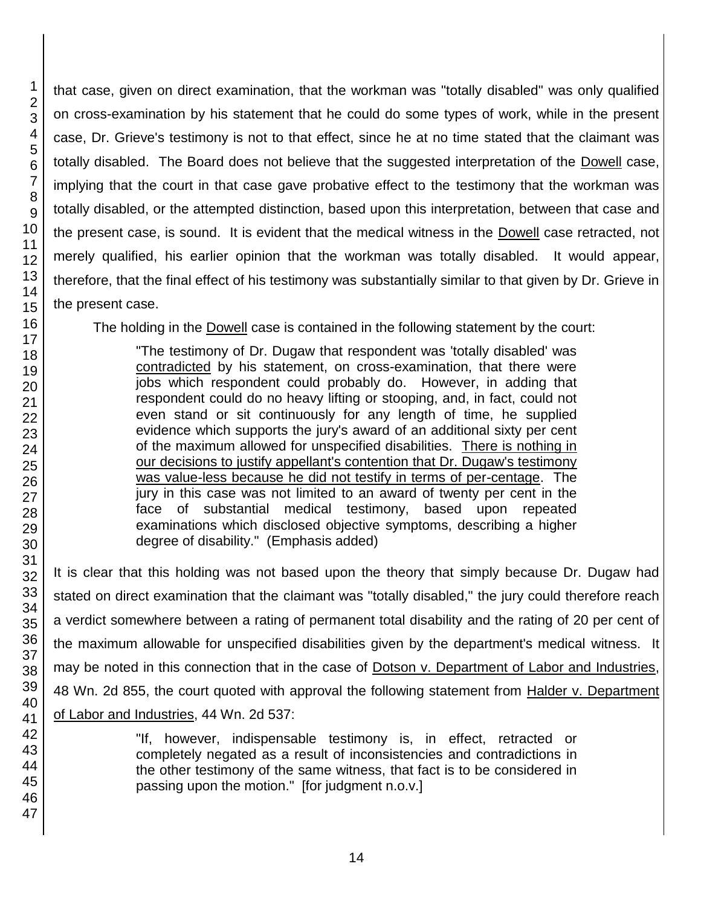that case, given on direct examination, that the workman was "totally disabled" was only qualified on cross-examination by his statement that he could do some types of work, while in the present case, Dr. Grieve's testimony is not to that effect, since he at no time stated that the claimant was totally disabled. The Board does not believe that the suggested interpretation of the Dowell case, implying that the court in that case gave probative effect to the testimony that the workman was totally disabled, or the attempted distinction, based upon this interpretation, between that case and the present case, is sound. It is evident that the medical witness in the Dowell case retracted, not merely qualified, his earlier opinion that the workman was totally disabled. It would appear, therefore, that the final effect of his testimony was substantially similar to that given by Dr. Grieve in the present case.

The holding in the Dowell case is contained in the following statement by the court:

> "The testimony of Dr. Dugaw that respondent was 'totally disabled' was contradicted by his statement, on cross-examination, that there were jobs which respondent could probably do. However, in adding that respondent could do no heavy lifting or stooping, and, in fact, could not even stand or sit continuously for any length of time, he supplied evidence which supports the jury's award of an additional sixty per cent of the maximum allowed for unspecified disabilities. There is nothing in our decisions to justify appellant's contention that Dr. Dugaw's testimony was value-less because he did not testify in terms of per-centage. The jury in this case was not limited to an award of twenty per cent in the face of substantial medical testimony, based upon repeated examinations which disclosed objective symptoms, describing a higher degree of disability." (Emphasis added)

It is clear that this holding was not based upon the theory that simply because Dr. Dugaw had stated on direct examination that the claimant was "totally disabled," the jury could therefore reach a verdict somewhere between a rating of permanent total disability and the rating of 20 per cent of the maximum allowable for unspecified disabilities given by the department's medical witness. It may be noted in this connection that in the case of Dotson v. Department of Labor and Industries, 48 Wn. 2d 855, the court quoted with approval the following statement from Halder v. Department of Labor and Industries, 44 Wn. 2d 537:

> "If, however, indispensable testimony is, in effect, retracted or completely negated as a result of inconsistencies and contradictions in the other testimony of the same witness, that fact is to be considered in passing upon the motion." [for judgment n.o.v.]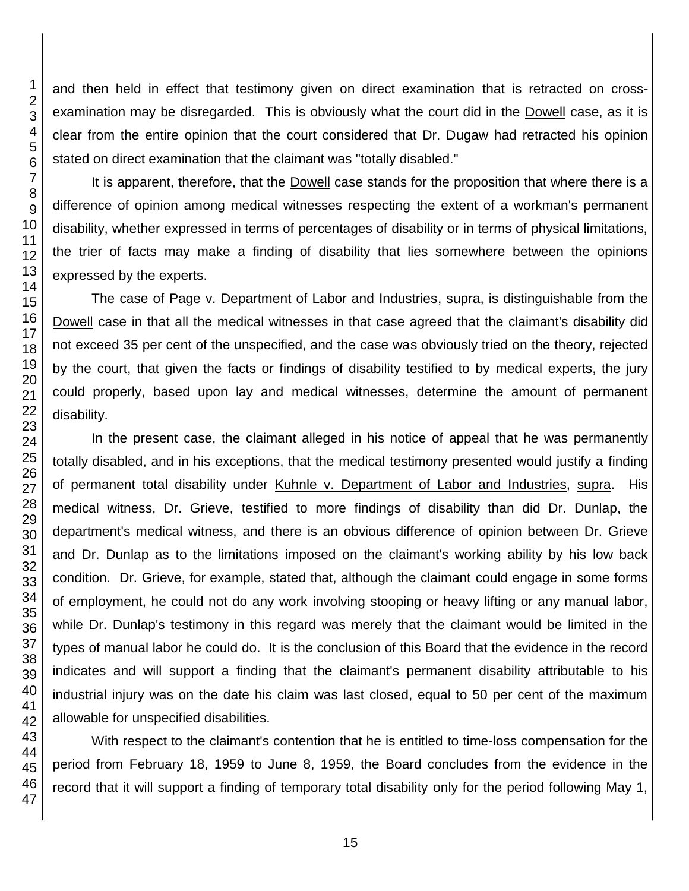and then held in effect that testimony given on direct examination that is retracted on cross-examination may be disregarded. This is obviously what the court did in the Dowell case, as it is clear from the entire opinion that the court considered that Dr. Dugaw had retracted his opinion stated on direct examination that the claimant was "totally disabled."

It is apparent, therefore, that the Dowell case stands for the proposition that where there is a difference of opinion among medical witnesses respecting the extent of a workman's permanent disability, whether expressed in terms of percentages of disability or in terms of physical limitations, the trier of facts may make a finding of disability that lies somewhere between the opinions expressed by the experts.

The case of Page v. Department of Labor and Industries, supra, is distinguishable from the Dowell case in that all the medical witnesses in that case agreed that the claimant's disability did not exceed 35 per cent of the unspecified, and the case was obviously tried on the theory, rejected by the court, that given the facts or findings of disability testified to by medical experts, the jury could properly, based upon lay and medical witnesses, determine the amount of permanent disability.

In the present case, the claimant alleged in his notice of appeal that he was permanently totally disabled, and in his exceptions, that the medical testimony presented would justify a finding of permanent total disability under Kuhnle v. Department of Labor and Industries, supra. His medical witness, Dr. Grieve, testified to more findings of disability than did Dr. Dunlap, the department's medical witness, and there is an obvious difference of opinion between Dr. Grieve and Dr. Dunlap as to the limitations imposed on the claimant's working ability by his low back condition. Dr. Grieve, for example, stated that, although the claimant could engage in some forms of employment, he could not do any work involving stooping or heavy lifting or any manual labor, while Dr. Dunlap's testimony in this regard was merely that the claimant would be limited in the types of manual labor he could do. It is the conclusion of this Board that the evidence in the record indicates and will support a finding that the claimant's permanent disability attributable to his industrial injury was on the date his claim was last closed, equal to 50 per cent of the maximum allowable for unspecified disabilities.

With respect to the claimant's contention that he is entitled to time-loss compensation for the period from February 18, 1959 to June 8, 1959, the Board concludes from the evidence in the record that it will support a finding of temporary total disability only for the period following May 1,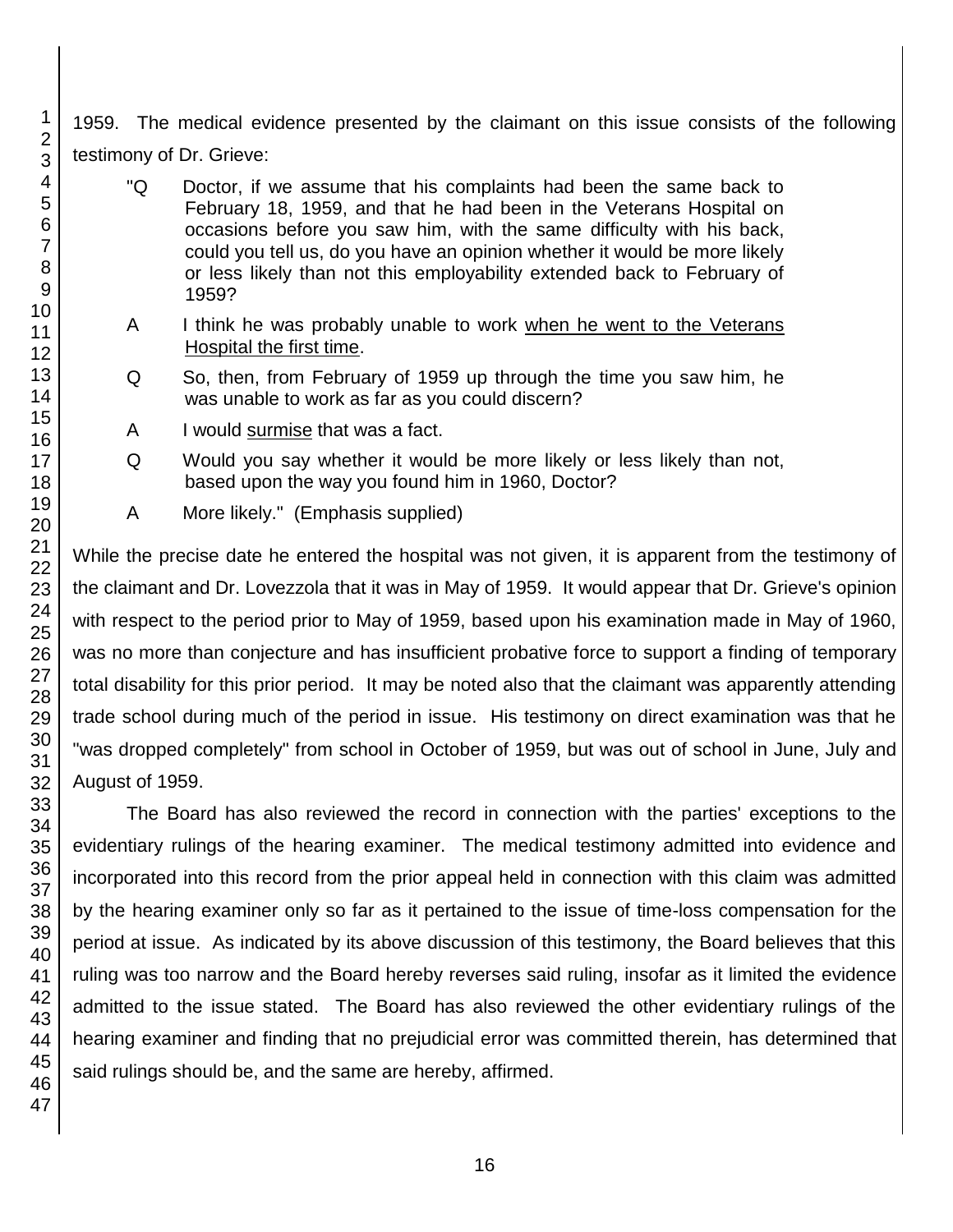1959. The medical evidence presented by the claimant on this issue consists of the following testimony of Dr. Grieve:

> "Q Doctor, if we assume that his complaints had been the same back to February 18, 1959, and that he had been in the Veterans Hospital on occasions before you saw him, with the same difficulty with his back, could you tell us, do you have an opinion whether it would be more likely or less likely than not this employability extended back to February of 1959?
>
> A I think he was probably unable to work <u>when he went to the Veterans Hospital the first time</u>.
>
> Q So, then, from February of 1959 up through the time you saw him, he was unable to work as far as you could discern?
>
> A I would <u>surmise</u> that was a fact.
>
> Q Would you say whether it would be more likely or less likely than not, based upon the way you found him in 1960, Doctor?
>
> A More likely." (Emphasis supplied)

While the precise date he entered the hospital was not given, it is apparent from the testimony of the claimant and Dr. Lovezzola that it was in May of 1959. It would appear that Dr. Grieve's opinion with respect to the period prior to May of 1959, based upon his examination made in May of 1960, was no more than conjecture and has insufficient probative force to support a finding of temporary total disability for this prior period. It may be noted also that the claimant was apparently attending trade school during much of the period in issue. His testimony on direct examination was that he "was dropped completely" from school in October of 1959, but was out of school in June, July and August of 1959.

The Board has also reviewed the record in connection with the parties' exceptions to the evidentiary rulings of the hearing examiner. The medical testimony admitted into evidence and incorporated into this record from the prior appeal held in connection with this claim was admitted by the hearing examiner only so far as it pertained to the issue of time-loss compensation for the period at issue. As indicated by its above discussion of this testimony, the Board believes that this ruling was too narrow and the Board hereby reverses said ruling, insofar as it limited the evidence admitted to the issue stated. The Board has also reviewed the other evidentiary rulings of the hearing examiner and finding that no prejudicial error was committed therein, has determined that said rulings should be, and the same are hereby, affirmed.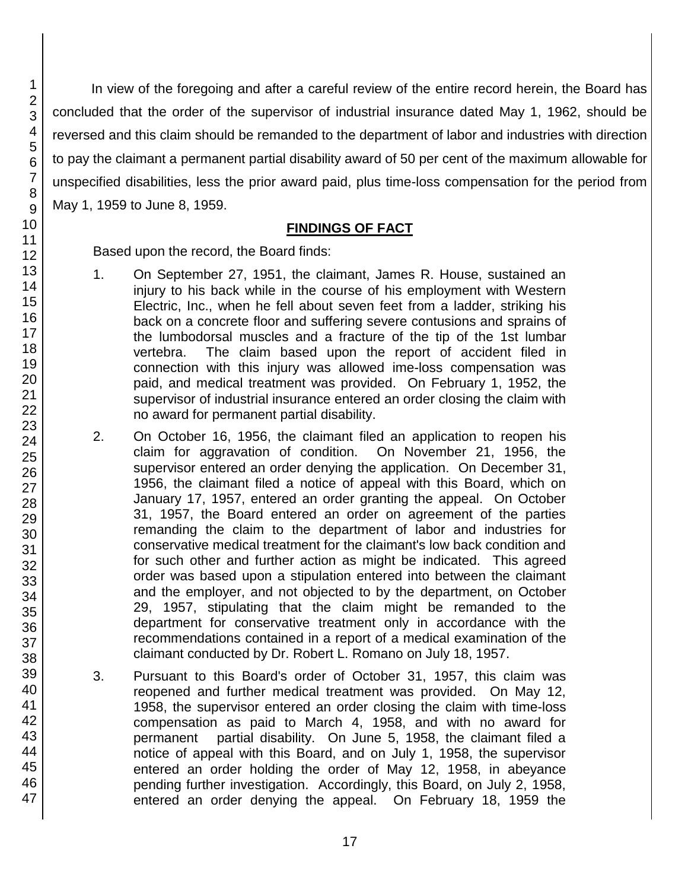In view of the foregoing and after a careful review of the entire record herein, the Board has concluded that the order of the supervisor of industrial insurance dated May 1, 1962, should be reversed and this claim should be remanded to the department of labor and industries with direction to pay the claimant a permanent partial disability award of 50 per cent of the maximum allowable for unspecified disabilities, less the prior award paid, plus time-loss compensation for the period from May 1, 1959 to June 8, 1959.

## FINDINGS OF FACT

Based upon the record, the Board finds:

1. On September 27, 1951, the claimant, James R. House, sustained an injury to his back while in the course of his employment with Western Electric, Inc., when he fell about seven feet from a ladder, striking his back on a concrete floor and suffering severe contusions and sprains of the lumbodorsal muscles and a fracture of the tip of the 1st lumbar vertebra. The claim based upon the report of accident filed in connection with this injury was allowed ime-loss compensation was paid, and medical treatment was provided. On February 1, 1952, the supervisor of industrial insurance entered an order closing the claim with no award for permanent partial disability.

2. On October 16, 1956, the claimant filed an application to reopen his claim for aggravation of condition. On November 21, 1956, the supervisor entered an order denying the application. On December 31, 1956, the claimant filed a notice of appeal with this Board, which on January 17, 1957, entered an order granting the appeal. On October 31, 1957, the Board entered an order on agreement of the parties remanding the claim to the department of labor and industries for conservative medical treatment for the claimant's low back condition and for such other and further action as might be indicated. This agreed order was based upon a stipulation entered into between the claimant and the employer, and not objected to by the department, on October 29, 1957, stipulating that the claim might be remanded to the department for conservative treatment only in accordance with the recommendations contained in a report of a medical examination of the claimant conducted by Dr. Robert L. Romano on July 18, 1957.

3. Pursuant to this Board's order of October 31, 1957, this claim was reopened and further medical treatment was provided. On May 12, 1958, the supervisor entered an order closing the claim with time-loss compensation as paid to March 4, 1958, and with no award for permanent partial disability. On June 5, 1958, the claimant filed a notice of appeal with this Board, and on July 1, 1958, the supervisor entered an order holding the order of May 12, 1958, in abeyance pending further investigation. Accordingly, this Board, on July 2, 1958, entered an order denying the appeal. On February 18, 1959 the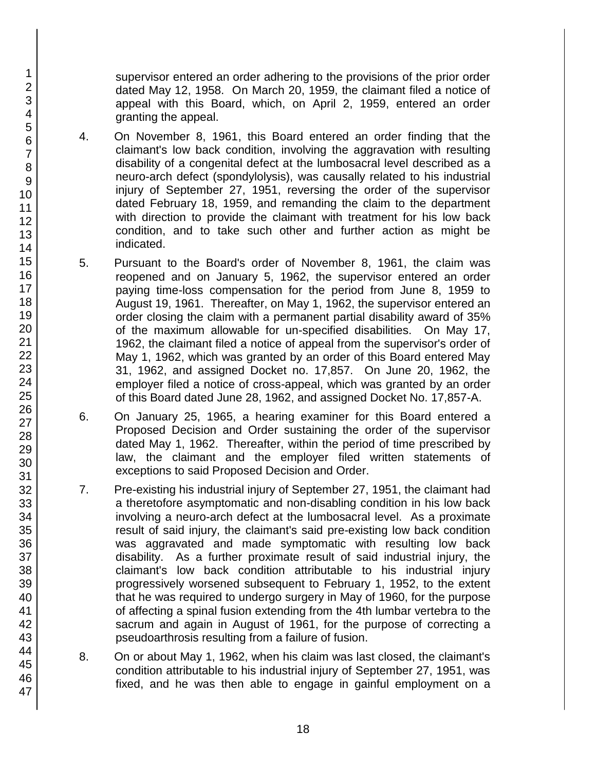supervisor entered an order adhering to the provisions of the prior order dated May 12, 1958. On March 20, 1959, the claimant filed a notice of appeal with this Board, which, on April 2, 1959, entered an order granting the appeal.

4. On November 8, 1961, this Board entered an order finding that the claimant's low back condition, involving the aggravation with resulting disability of a congenital defect at the lumbosacral level described as a neuro-arch defect (spondylolysis), was causally related to his industrial injury of September 27, 1951, reversing the order of the supervisor dated February 18, 1959, and remanding the claim to the department with direction to provide the claimant with treatment for his low back condition, and to take such other and further action as might be indicated.

5. Pursuant to the Board's order of November 8, 1961, the claim was reopened and on January 5, 1962, the supervisor entered an order paying time-loss compensation for the period from June 8, 1959 to August 19, 1961. Thereafter, on May 1, 1962, the supervisor entered an order closing the claim with a permanent partial disability award of 35% of the maximum allowable for un-specified disabilities. On May 17, 1962, the claimant filed a notice of appeal from the supervisor's order of May 1, 1962, which was granted by an order of this Board entered May 31, 1962, and assigned Docket no. 17,857. On June 20, 1962, the employer filed a notice of cross-appeal, which was granted by an order of this Board dated June 28, 1962, and assigned Docket No. 17,857-A.

6. On January 25, 1965, a hearing examiner for this Board entered a Proposed Decision and Order sustaining the order of the supervisor dated May 1, 1962. Thereafter, within the period of time prescribed by law, the claimant and the employer filed written statements of exceptions to said Proposed Decision and Order.

7. Pre-existing his industrial injury of September 27, 1951, the claimant had a theretofore asymptomatic and non-disabling condition in his low back involving a neuro-arch defect at the lumbosacral level. As a proximate result of said injury, the claimant's said pre-existing low back condition was aggravated and made symptomatic with resulting low back disability. As a further proximate result of said industrial injury, the claimant's low back condition attributable to his industrial injury progressively worsened subsequent to February 1, 1952, to the extent that he was required to undergo surgery in May of 1960, for the purpose of affecting a spinal fusion extending from the 4th lumbar vertebra to the sacrum and again in August of 1961, for the purpose of correcting a pseudoarthrosis resulting from a failure of fusion.

8. On or about May 1, 1962, when his claim was last closed, the claimant's condition attributable to his industrial injury of September 27, 1951, was fixed, and he was then able to engage in gainful employment on a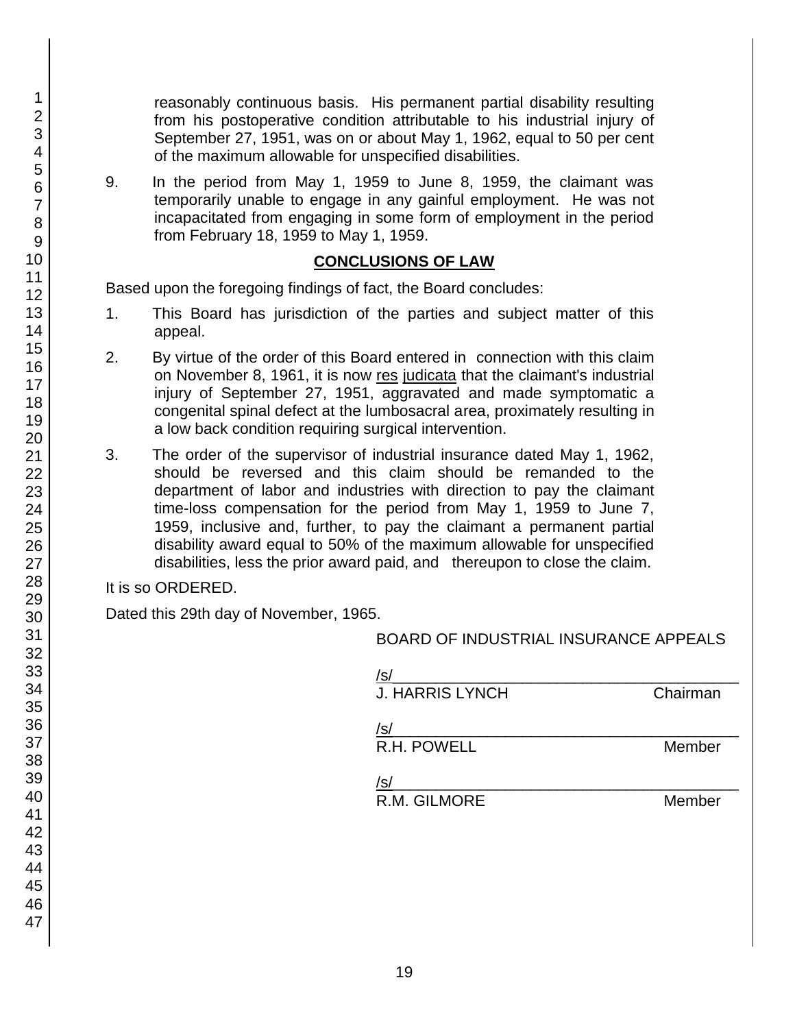reasonably continuous basis. His permanent partial disability resulting from his postoperative condition attributable to his industrial injury of September 27, 1951, was on or about May 1, 1962, equal to 50 per cent of the maximum allowable for unspecified disabilities.

9. In the period from May 1, 1959 to June 8, 1959, the claimant was temporarily unable to engage in any gainful employment. He was not incapacitated from engaging in some form of employment in the period from February 18, 1959 to May 1, 1959.

## CONCLUSIONS OF LAW

Based upon the foregoing findings of fact, the Board concludes:

1. This Board has jurisdiction of the parties and subject matter of this appeal.

2. By virtue of the order of this Board entered in connection with this claim on November 8, 1961, it is now res judicata that the claimant's industrial injury of September 27, 1951, aggravated and made symptomatic a congenital spinal defect at the lumbosacral area, proximately resulting in a low back condition requiring surgical intervention.

3. The order of the supervisor of industrial insurance dated May 1, 1962, should be reversed and this claim should be remanded to the department of labor and industries with direction to pay the claimant time-loss compensation for the period from May 1, 1959 to June 7, 1959, inclusive and, further, to pay the claimant a permanent partial disability award equal to 50% of the maximum allowable for unspecified disabilities, less the prior award paid, and thereupon to close the claim.

It is so ORDERED.

Dated this 29th day of November, 1965.

BOARD OF INDUSTRIAL INSURANCE APPEALS

/s/
J. HARRIS LYNCH Chairman

/s/
R.H. POWELL Member

/s/
R.M. GILMORE Member